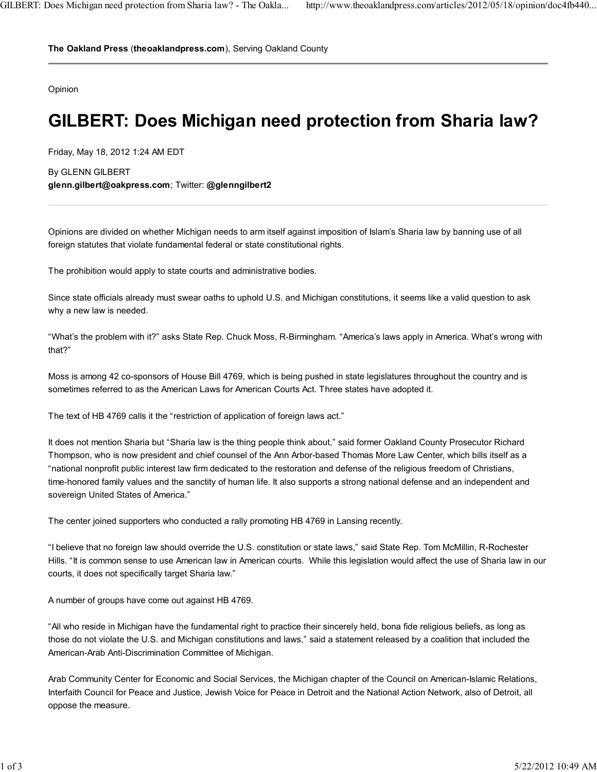**The Oakland Press** (**theoaklandpress.com**), Serving Oakland County

Opinion

# GILBERT: Does Michigan need protection from Sharia law?

Friday, May 18, 2012 1:24 AM EDT

By GLENN GILBERT
**glenn.gilbert@oakpress.com**; Twitter: **@glenngilbert2**

---

Opinions are divided on whether Michigan needs to arm itself against imposition of Islam's Sharia law by banning use of all foreign statutes that violate fundamental federal or state constitutional rights.

The prohibition would apply to state courts and administrative bodies.

Since state officials already must swear oaths to uphold U.S. and Michigan constitutions, it seems like a valid question to ask why a new law is needed.

"What's the problem with it?" asks State Rep. Chuck Moss, R-Birmingham. "America's laws apply in America. What's wrong with that?"

Moss is among 42 co-sponsors of House Bill 4769, which is being pushed in state legislatures throughout the country and is sometimes referred to as the American Laws for American Courts Act. Three states have adopted it.

The text of HB 4769 calls it the "restriction of application of foreign laws act."

It does not mention Sharia but "Sharia law is the thing people think about," said former Oakland County Prosecutor Richard Thompson, who is now president and chief counsel of the Ann Arbor-based Thomas More Law Center, which bills itself as a "national nonprofit public interest law firm dedicated to the restoration and defense of the religious freedom of Christians, time-honored family values and the sanctity of human life. It also supports a strong national defense and an independent and sovereign United States of America."

The center joined supporters who conducted a rally promoting HB 4769 in Lansing recently.

"I believe that no foreign law should override the U.S. constitution or state laws," said State Rep. Tom McMillin, R-Rochester Hills. "It is common sense to use American law in American courts. While this legislation would affect the use of Sharia law in our courts, it does not specifically target Sharia law."

A number of groups have come out against HB 4769.

"All who reside in Michigan have the fundamental right to practice their sincerely held, bona fide religious beliefs, as long as those do not violate the U.S. and Michigan constitutions and laws," said a statement released by a coalition that included the American-Arab Anti-Discrimination Committee of Michigan.

Arab Community Center for Economic and Social Services, the Michigan chapter of the Council on American-Islamic Relations, Interfaith Council for Peace and Justice, Jewish Voice for Peace in Detroit and the National Action Network, also of Detroit, all oppose the measure.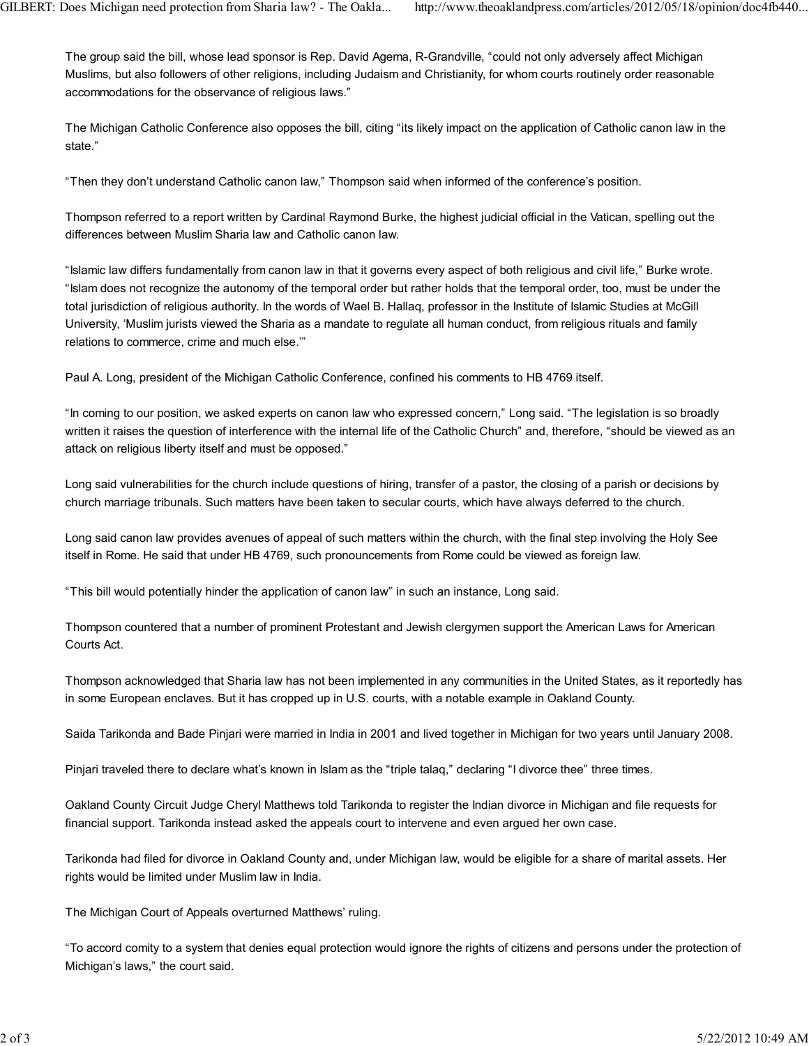The group said the bill, whose lead sponsor is Rep. David Agema, R-Grandville, “could not only adversely affect Michigan Muslims, but also followers of other religions, including Judaism and Christianity, for whom courts routinely order reasonable accommodations for the observance of religious laws.”

The Michigan Catholic Conference also opposes the bill, citing “its likely impact on the application of Catholic canon law in the state.”

“Then they don’t understand Catholic canon law,” Thompson said when informed of the conference’s position.

Thompson referred to a report written by Cardinal Raymond Burke, the highest judicial official in the Vatican, spelling out the differences between Muslim Sharia law and Catholic canon law.

“Islamic law differs fundamentally from canon law in that it governs every aspect of both religious and civil life,” Burke wrote. “Islam does not recognize the autonomy of the temporal order but rather holds that the temporal order, too, must be under the total jurisdiction of religious authority. In the words of Wael B. Hallaq, professor in the Institute of Islamic Studies at McGill University, ‘Muslim jurists viewed the Sharia as a mandate to regulate all human conduct, from religious rituals and family relations to commerce, crime and much else.’”

Paul A. Long, president of the Michigan Catholic Conference, confined his comments to HB 4769 itself.

“In coming to our position, we asked experts on canon law who expressed concern,” Long said. “The legislation is so broadly written it raises the question of interference with the internal life of the Catholic Church” and, therefore, “should be viewed as an attack on religious liberty itself and must be opposed.”

Long said vulnerabilities for the church include questions of hiring, transfer of a pastor, the closing of a parish or decisions by church marriage tribunals. Such matters have been taken to secular courts, which have always deferred to the church.

Long said canon law provides avenues of appeal of such matters within the church, with the final step involving the Holy See itself in Rome. He said that under HB 4769, such pronouncements from Rome could be viewed as foreign law.

“This bill would potentially hinder the application of canon law” in such an instance, Long said.

Thompson countered that a number of prominent Protestant and Jewish clergymen support the American Laws for American Courts Act.

Thompson acknowledged that Sharia law has not been implemented in any communities in the United States, as it reportedly has in some European enclaves. But it has cropped up in U.S. courts, with a notable example in Oakland County.

Saida Tarikonda and Bade Pinjari were married in India in 2001 and lived together in Michigan for two years until January 2008.

Pinjari traveled there to declare what’s known in Islam as the “triple talaq,” declaring “I divorce thee” three times.

Oakland County Circuit Judge Cheryl Matthews told Tarikonda to register the Indian divorce in Michigan and file requests for financial support. Tarikonda instead asked the appeals court to intervene and even argued her own case.

Tarikonda had filed for divorce in Oakland County and, under Michigan law, would be eligible for a share of marital assets. Her rights would be limited under Muslim law in India.

The Michigan Court of Appeals overturned Matthews’ ruling.

“To accord comity to a system that denies equal protection would ignore the rights of citizens and persons under the protection of Michigan’s laws,” the court said.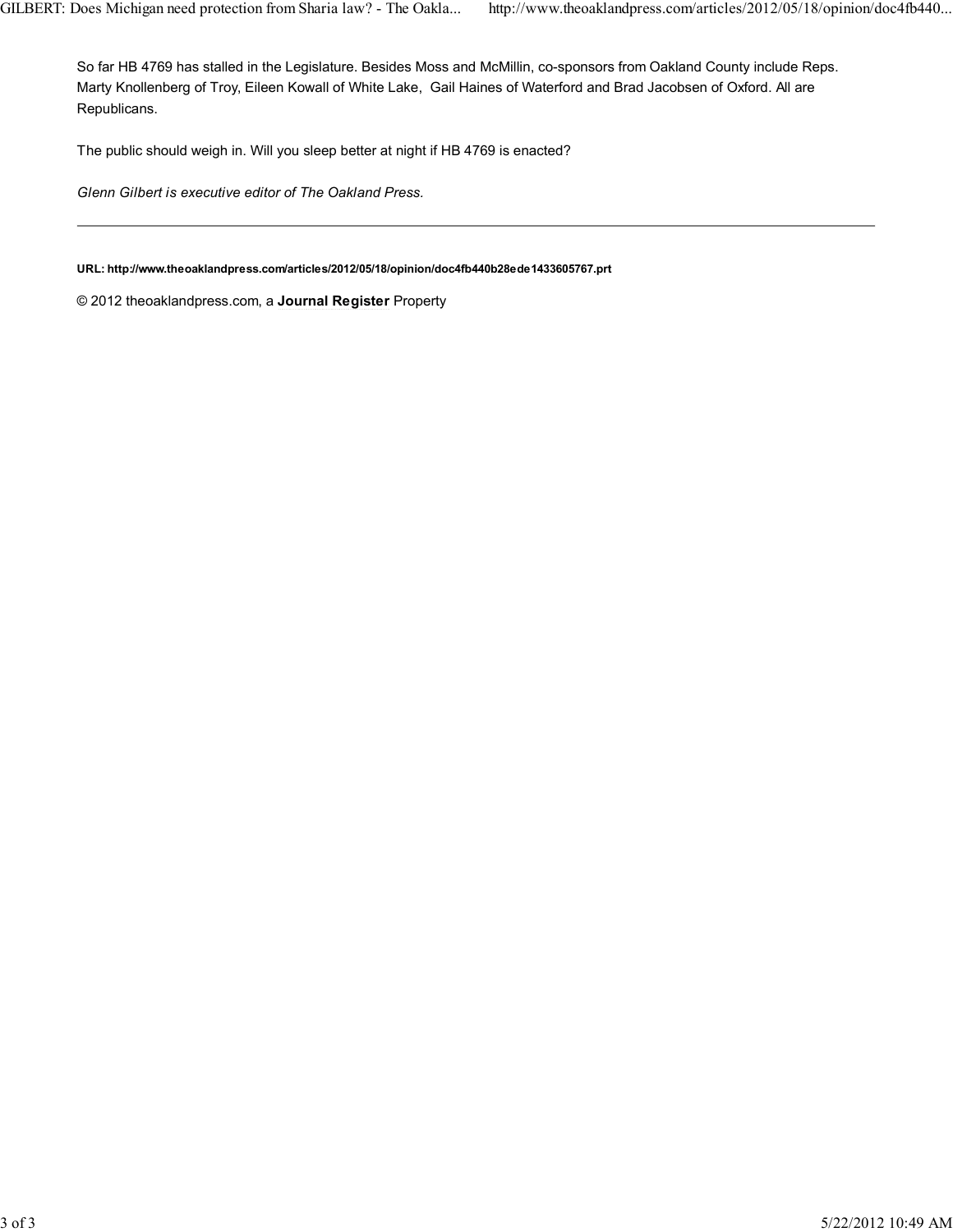So far HB 4769 has stalled in the Legislature. Besides Moss and McMillin, co-sponsors from Oakland County include Reps. Marty Knollenberg of Troy, Eileen Kowall of White Lake, Gail Haines of Waterford and Brad Jacobsen of Oxford. All are Republicans.

The public should weigh in. Will you sleep better at night if HB 4769 is enacted?

*Glenn Gilbert is executive editor of The Oakland Press.*

---

**URL: http://www.theoaklandpress.com/articles/2012/05/18/opinion/doc4fb440b28ede1433605767.prt**

© 2012 theoaklandpress.com, a **Journal Register** Property